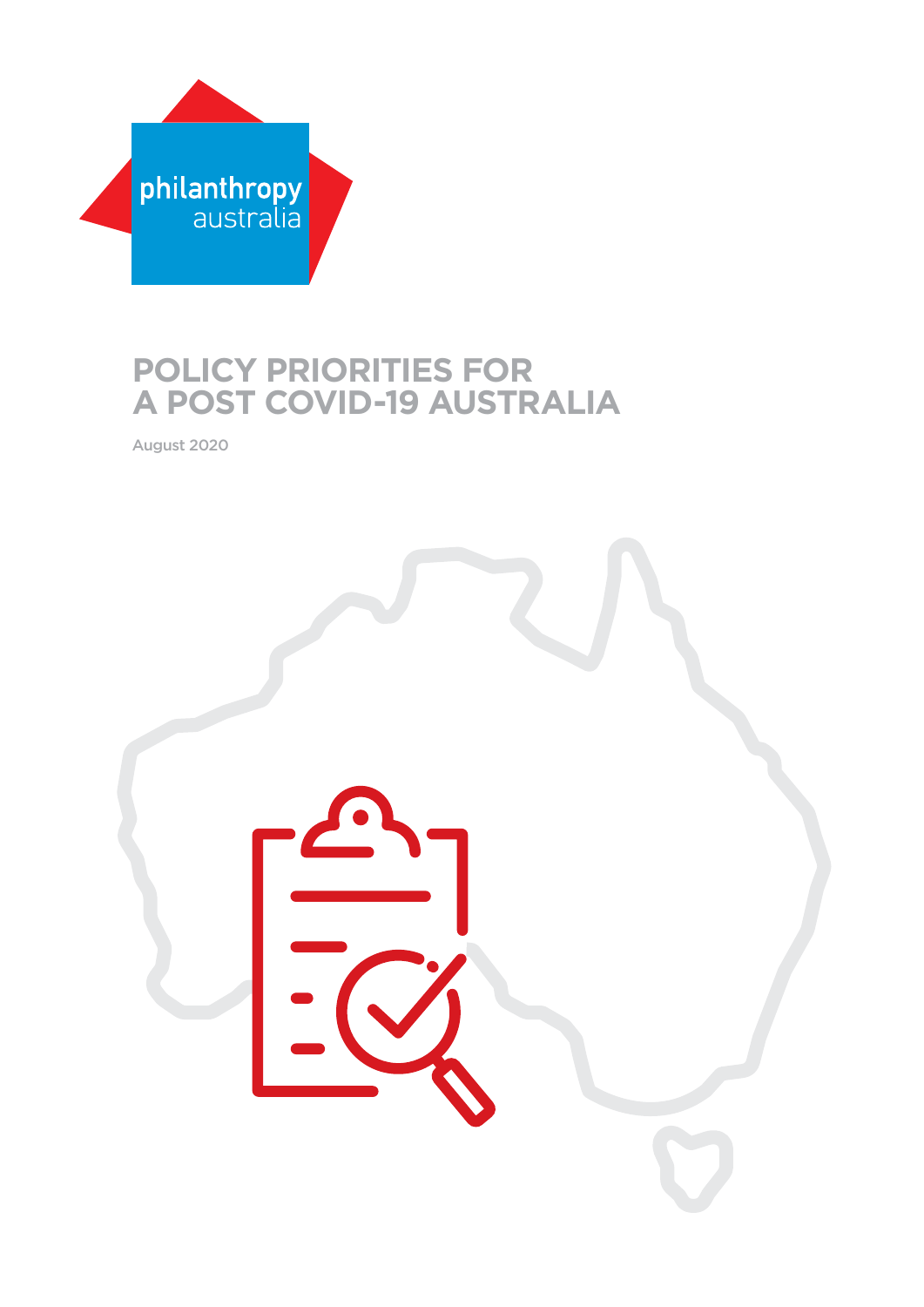philanthropy australia

# POLICY PRIORITIES FOR A POST COVID-19 AUSTRALIA

August 2020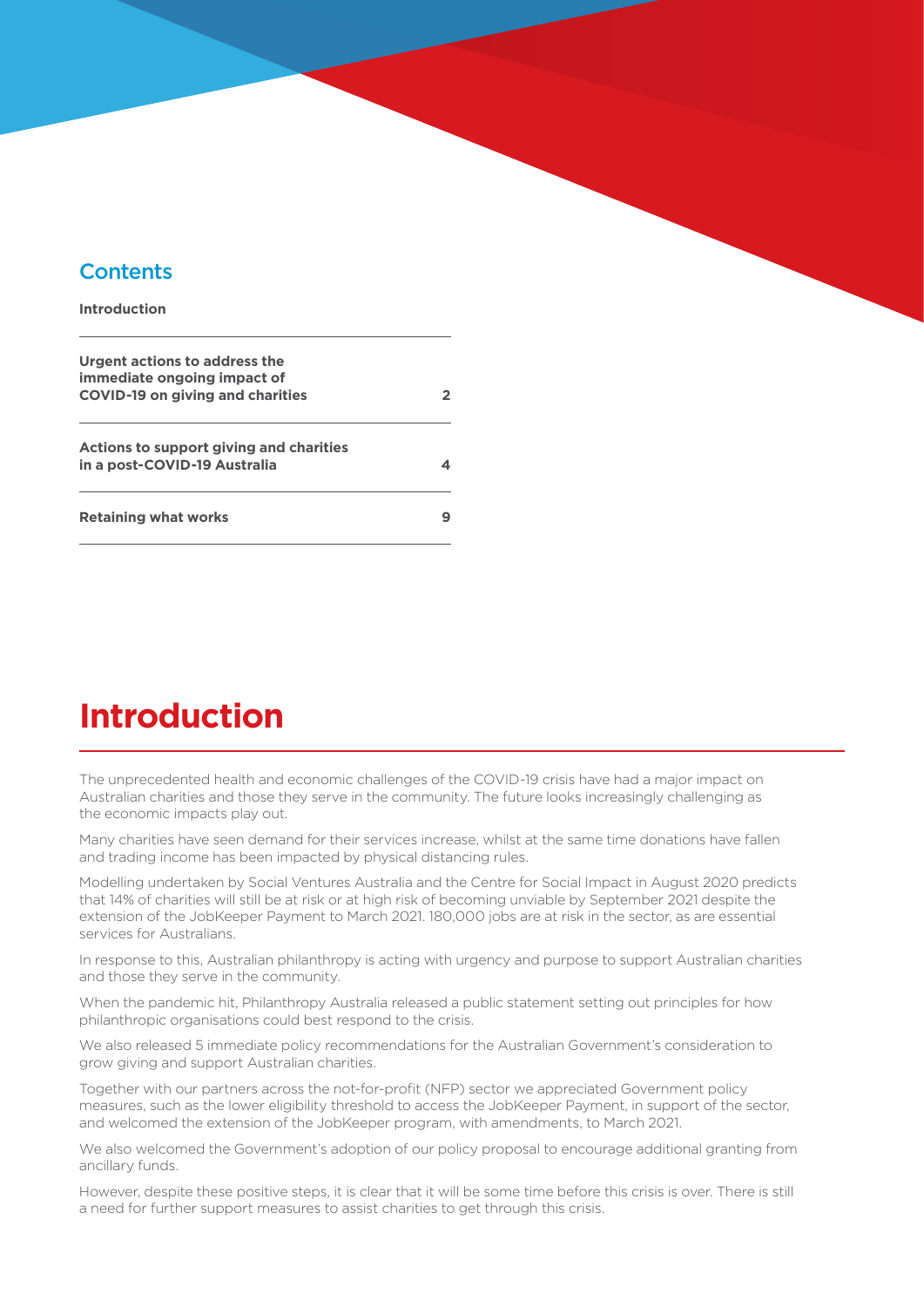## Contents

| | |
|---|---|
| **Introduction** | |
| **Urgent actions to address the immediate ongoing impact of COVID-19 on giving and charities** | **2** |
| **Actions to support giving and charities in a post-COVID-19 Australia** | **4** |
| **Retaining what works** | **9** |

# Introduction

The unprecedented health and economic challenges of the COVID-19 crisis have had a major impact on Australian charities and those they serve in the community. The future looks increasingly challenging as the economic impacts play out.

Many charities have seen demand for their services increase, whilst at the same time donations have fallen and trading income has been impacted by physical distancing rules.

Modelling undertaken by Social Ventures Australia and the Centre for Social Impact in August 2020 predicts that 14% of charities will still be at risk or at high risk of becoming unviable by September 2021 despite the extension of the JobKeeper Payment to March 2021. 180,000 jobs are at risk in the sector, as are essential services for Australians.

In response to this, Australian philanthropy is acting with urgency and purpose to support Australian charities and those they serve in the community.

When the pandemic hit, Philanthropy Australia released a public statement setting out principles for how philanthropic organisations could best respond to the crisis.

We also released 5 immediate policy recommendations for the Australian Government's consideration to grow giving and support Australian charities.

Together with our partners across the not-for-profit (NFP) sector we appreciated Government policy measures, such as the lower eligibility threshold to access the JobKeeper Payment, in support of the sector, and welcomed the extension of the JobKeeper program, with amendments, to March 2021.

We also welcomed the Government's adoption of our policy proposal to encourage additional granting from ancillary funds.

However, despite these positive steps, it is clear that it will be some time before this crisis is over. There is still a need for further support measures to assist charities to get through this crisis.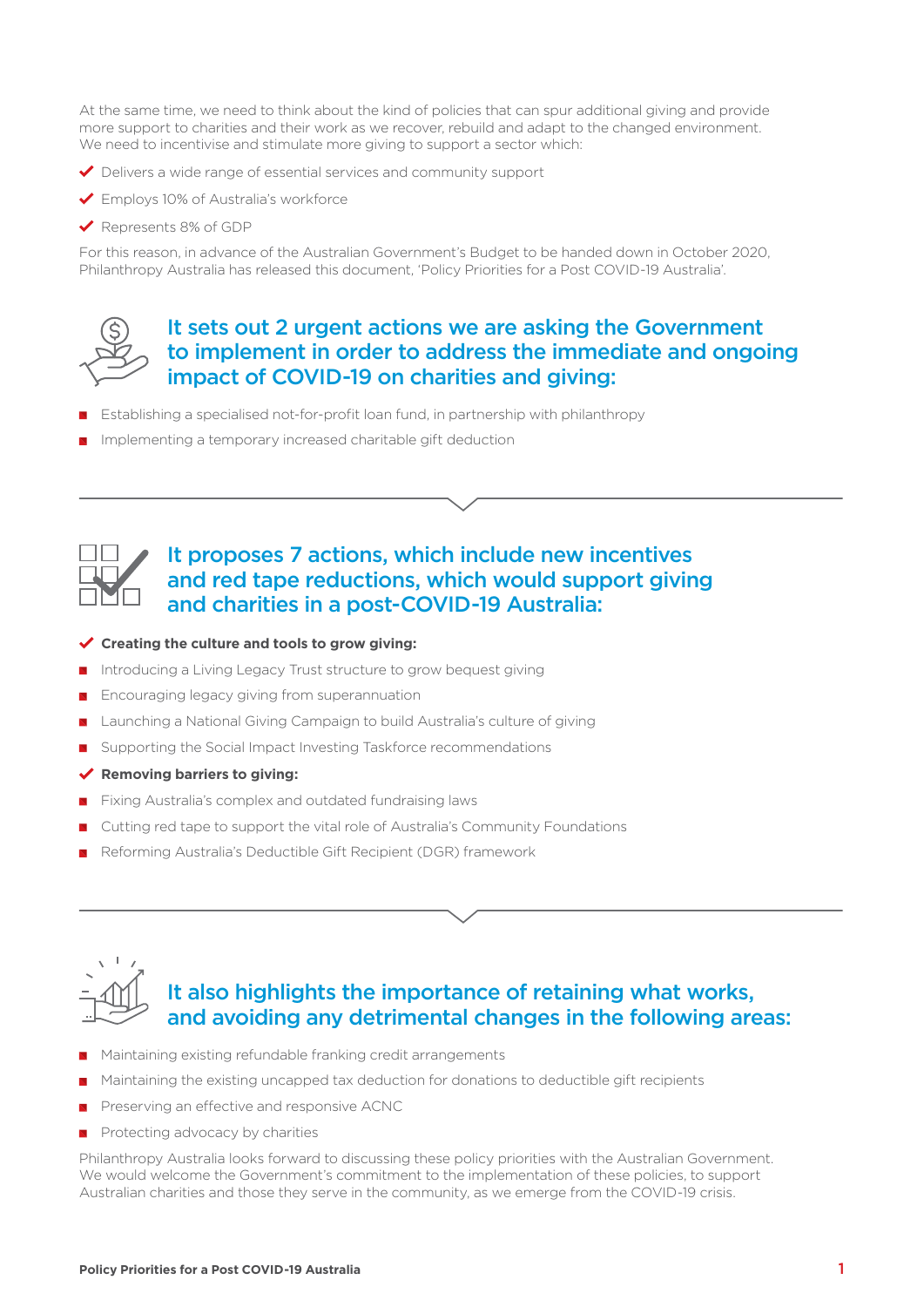At the same time, we need to think about the kind of policies that can spur additional giving and provide more support to charities and their work as we recover, rebuild and adapt to the changed environment. We need to incentivise and stimulate more giving to support a sector which:

- Delivers a wide range of essential services and community support
- Employs 10% of Australia's workforce
- Represents 8% of GDP

For this reason, in advance of the Australian Government's Budget to be handed down in October 2020, Philanthropy Australia has released this document, 'Policy Priorities for a Post COVID-19 Australia'.

## It sets out 2 urgent actions we are asking the Government to implement in order to address the immediate and ongoing impact of COVID-19 on charities and giving:

- Establishing a specialised not-for-profit loan fund, in partnership with philanthropy
- Implementing a temporary increased charitable gift deduction

## It proposes 7 actions, which include new incentives and red tape reductions, which would support giving and charities in a post-COVID-19 Australia:

**Creating the culture and tools to grow giving:**

- Introducing a Living Legacy Trust structure to grow bequest giving
- Encouraging legacy giving from superannuation
- Launching a National Giving Campaign to build Australia's culture of giving
- Supporting the Social Impact Investing Taskforce recommendations

**Removing barriers to giving:**

- Fixing Australia's complex and outdated fundraising laws
- Cutting red tape to support the vital role of Australia's Community Foundations
- Reforming Australia's Deductible Gift Recipient (DGR) framework

## It also highlights the importance of retaining what works, and avoiding any detrimental changes in the following areas:

- Maintaining existing refundable franking credit arrangements
- Maintaining the existing uncapped tax deduction for donations to deductible gift recipients
- Preserving an effective and responsive ACNC
- Protecting advocacy by charities

Philanthropy Australia looks forward to discussing these policy priorities with the Australian Government. We would welcome the Government's commitment to the implementation of these policies, to support Australian charities and those they serve in the community, as we emerge from the COVID-19 crisis.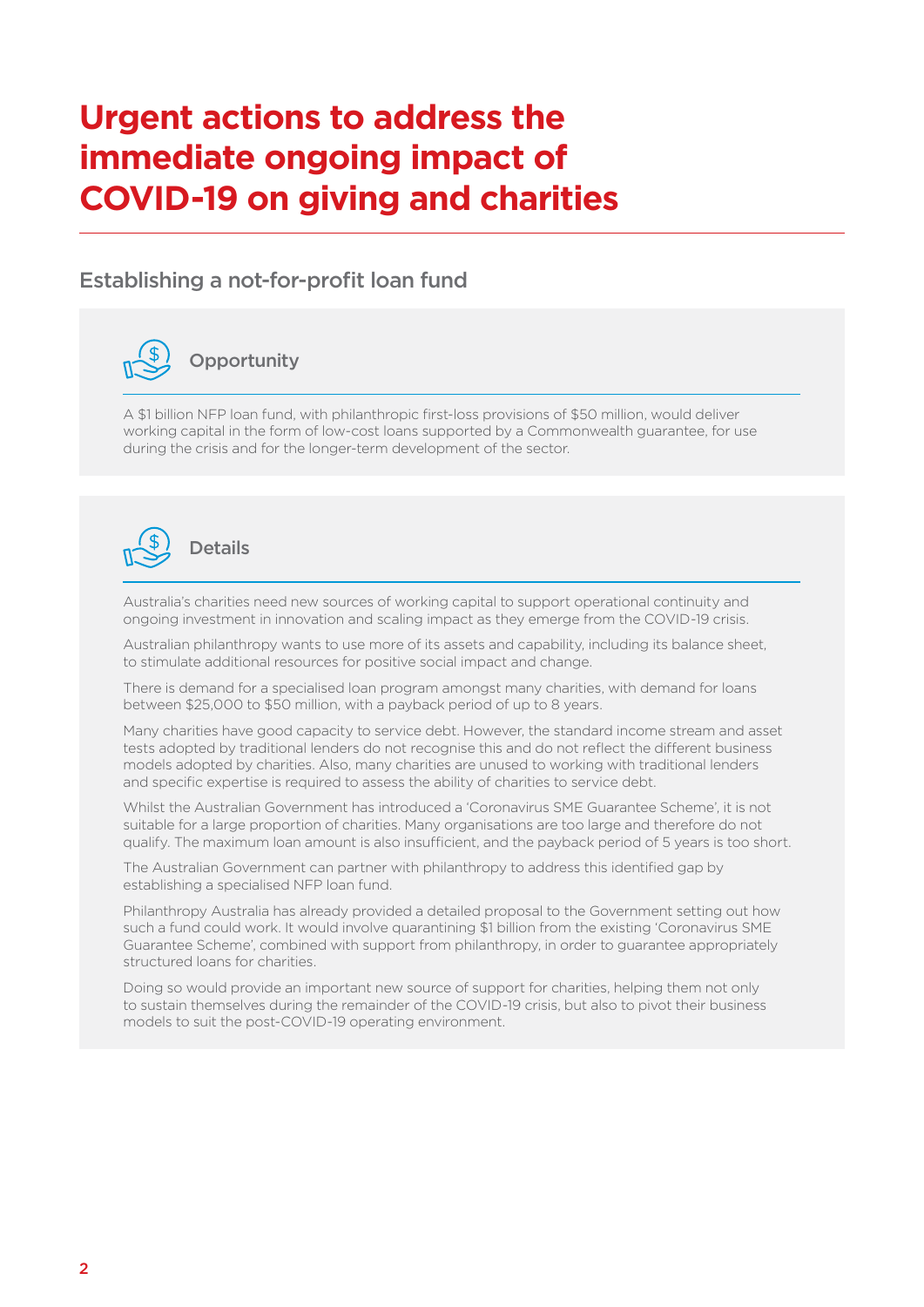# Urgent actions to address the immediate ongoing impact of COVID-19 on giving and charities

## Establishing a not-for-profit loan fund

### Opportunity

A $1 billion NFP loan fund, with philanthropic first-loss provisions of $50 million, would deliver working capital in the form of low-cost loans supported by a Commonwealth guarantee, for use during the crisis and for the longer-term development of the sector.

### Details

Australia's charities need new sources of working capital to support operational continuity and ongoing investment in innovation and scaling impact as they emerge from the COVID-19 crisis.

Australian philanthropy wants to use more of its assets and capability, including its balance sheet, to stimulate additional resources for positive social impact and change.

There is demand for a specialised loan program amongst many charities, with demand for loans between $25,000 to $50 million, with a payback period of up to 8 years.

Many charities have good capacity to service debt. However, the standard income stream and asset tests adopted by traditional lenders do not recognise this and do not reflect the different business models adopted by charities. Also, many charities are unused to working with traditional lenders and specific expertise is required to assess the ability of charities to service debt.

Whilst the Australian Government has introduced a 'Coronavirus SME Guarantee Scheme', it is not suitable for a large proportion of charities. Many organisations are too large and therefore do not qualify. The maximum loan amount is also insufficient, and the payback period of 5 years is too short.

The Australian Government can partner with philanthropy to address this identified gap by establishing a specialised NFP loan fund.

Philanthropy Australia has already provided a detailed proposal to the Government setting out how such a fund could work. It would involve quarantining $1 billion from the existing 'Coronavirus SME Guarantee Scheme', combined with support from philanthropy, in order to guarantee appropriately structured loans for charities.

Doing so would provide an important new source of support for charities, helping them not only to sustain themselves during the remainder of the COVID-19 crisis, but also to pivot their business models to suit the post-COVID-19 operating environment.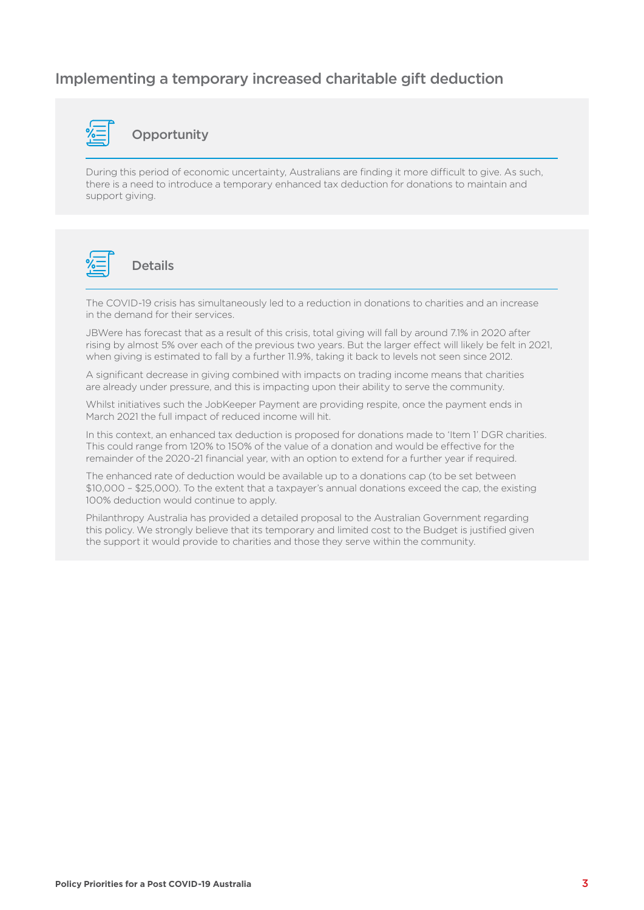## Implementing a temporary increased charitable gift deduction

### Opportunity

During this period of economic uncertainty, Australians are finding it more difficult to give. As such, there is a need to introduce a temporary enhanced tax deduction for donations to maintain and support giving.

### Details

The COVID-19 crisis has simultaneously led to a reduction in donations to charities and an increase in the demand for their services.

JBWere has forecast that as a result of this crisis, total giving will fall by around 7.1% in 2020 after rising by almost 5% over each of the previous two years. But the larger effect will likely be felt in 2021, when giving is estimated to fall by a further 11.9%, taking it back to levels not seen since 2012.

A significant decrease in giving combined with impacts on trading income means that charities are already under pressure, and this is impacting upon their ability to serve the community.

Whilst initiatives such the JobKeeper Payment are providing respite, once the payment ends in March 2021 the full impact of reduced income will hit.

In this context, an enhanced tax deduction is proposed for donations made to 'Item 1' DGR charities. This could range from 120% to 150% of the value of a donation and would be effective for the remainder of the 2020-21 financial year, with an option to extend for a further year if required.

The enhanced rate of deduction would be available up to a donations cap (to be set between $10,000 – $25,000). To the extent that a taxpayer's annual donations exceed the cap, the existing 100% deduction would continue to apply.

Philanthropy Australia has provided a detailed proposal to the Australian Government regarding this policy. We strongly believe that its temporary and limited cost to the Budget is justified given the support it would provide to charities and those they serve within the community.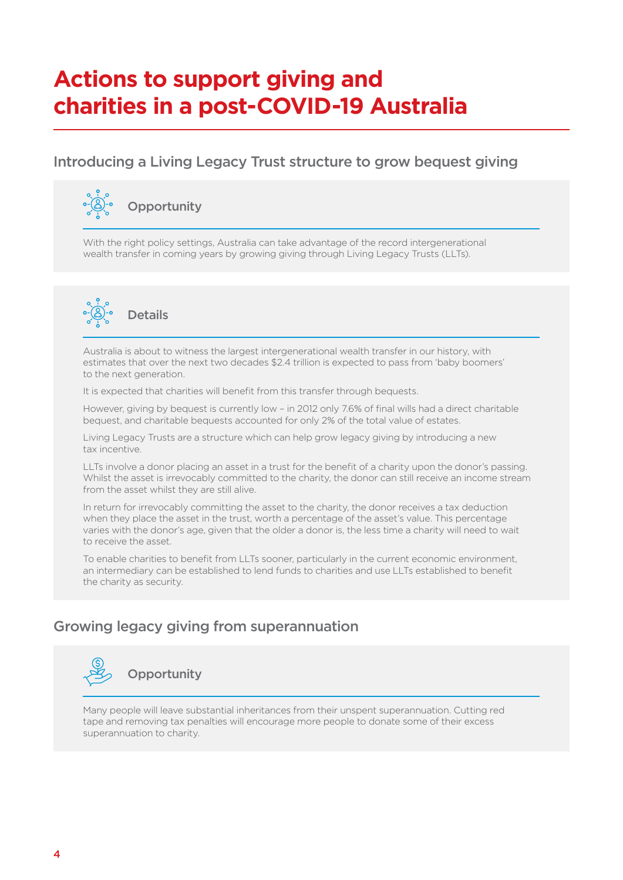# Actions to support giving and charities in a post-COVID-19 Australia

## Introducing a Living Legacy Trust structure to grow bequest giving

### Opportunity

With the right policy settings, Australia can take advantage of the record intergenerational wealth transfer in coming years by growing giving through Living Legacy Trusts (LLTs).

### Details

Australia is about to witness the largest intergenerational wealth transfer in our history, with estimates that over the next two decades $2.4 trillion is expected to pass from 'baby boomers' to the next generation.

It is expected that charities will benefit from this transfer through bequests.

However, giving by bequest is currently low – in 2012 only 7.6% of final wills had a direct charitable bequest, and charitable bequests accounted for only 2% of the total value of estates.

Living Legacy Trusts are a structure which can help grow legacy giving by introducing a new tax incentive.

LLTs involve a donor placing an asset in a trust for the benefit of a charity upon the donor's passing. Whilst the asset is irrevocably committed to the charity, the donor can still receive an income stream from the asset whilst they are still alive.

In return for irrevocably committing the asset to the charity, the donor receives a tax deduction when they place the asset in the trust, worth a percentage of the asset's value. This percentage varies with the donor's age, given that the older a donor is, the less time a charity will need to wait to receive the asset.

To enable charities to benefit from LLTs sooner, particularly in the current economic environment, an intermediary can be established to lend funds to charities and use LLTs established to benefit the charity as security.

## Growing legacy giving from superannuation

### Opportunity

Many people will leave substantial inheritances from their unspent superannuation. Cutting red tape and removing tax penalties will encourage more people to donate some of their excess superannuation to charity.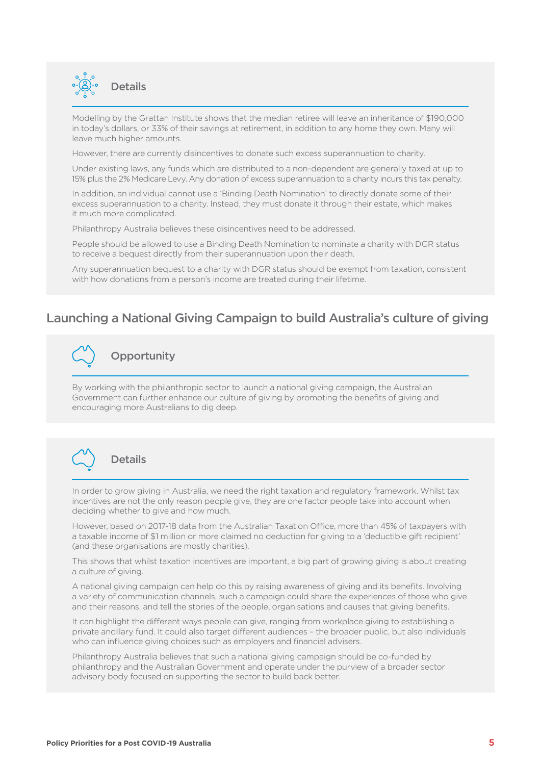### Details

Modelling by the Grattan Institute shows that the median retiree will leave an inheritance of $190,000 in today's dollars, or 33% of their savings at retirement, in addition to any home they own. Many will leave much higher amounts.

However, there are currently disincentives to donate such excess superannuation to charity.

Under existing laws, any funds which are distributed to a non-dependent are generally taxed at up to 15% plus the 2% Medicare Levy. Any donation of excess superannuation to a charity incurs this tax penalty.

In addition, an individual cannot use a 'Binding Death Nomination' to directly donate some of their excess superannuation to a charity. Instead, they must donate it through their estate, which makes it much more complicated.

Philanthropy Australia believes these disincentives need to be addressed.

People should be allowed to use a Binding Death Nomination to nominate a charity with DGR status to receive a bequest directly from their superannuation upon their death.

Any superannuation bequest to a charity with DGR status should be exempt from taxation, consistent with how donations from a person's income are treated during their lifetime.

## Launching a National Giving Campaign to build Australia's culture of giving

### Opportunity

By working with the philanthropic sector to launch a national giving campaign, the Australian Government can further enhance our culture of giving by promoting the benefits of giving and encouraging more Australians to dig deep.

### Details

In order to grow giving in Australia, we need the right taxation and regulatory framework. Whilst tax incentives are not the only reason people give, they are one factor people take into account when deciding whether to give and how much.

However, based on 2017-18 data from the Australian Taxation Office, more than 45% of taxpayers with a taxable income of $1 million or more claimed no deduction for giving to a 'deductible gift recipient' (and these organisations are mostly charities).

This shows that whilst taxation incentives are important, a big part of growing giving is about creating a culture of giving.

A national giving campaign can help do this by raising awareness of giving and its benefits. Involving a variety of communication channels, such a campaign could share the experiences of those who give and their reasons, and tell the stories of the people, organisations and causes that giving benefits.

It can highlight the different ways people can give, ranging from workplace giving to establishing a private ancillary fund. It could also target different audiences – the broader public, but also individuals who can influence giving choices such as employers and financial advisers.

Philanthropy Australia believes that such a national giving campaign should be co-funded by philanthropy and the Australian Government and operate under the purview of a broader sector advisory body focused on supporting the sector to build back better.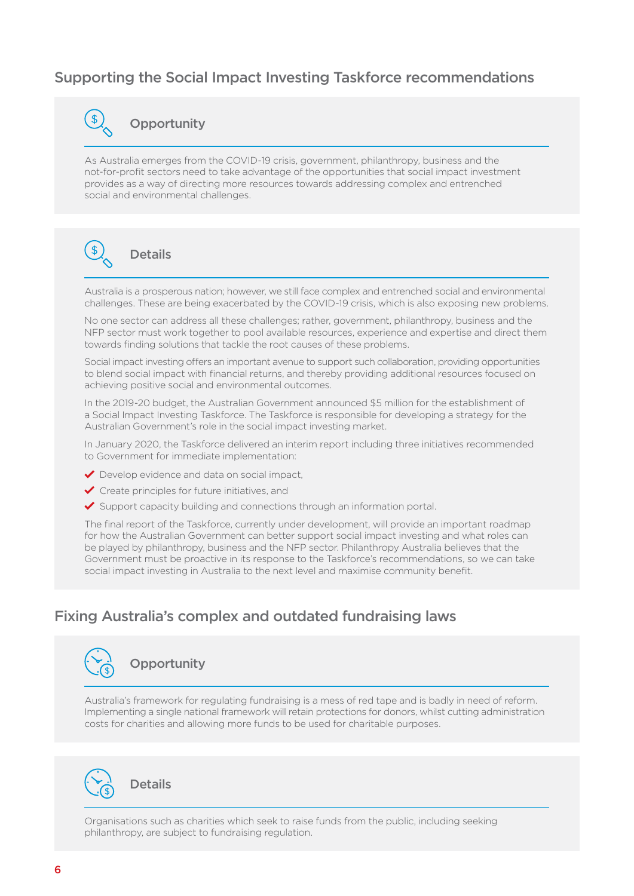## Supporting the Social Impact Investing Taskforce recommendations

### Opportunity

As Australia emerges from the COVID-19 crisis, government, philanthropy, business and the not-for-profit sectors need to take advantage of the opportunities that social impact investment provides as a way of directing more resources towards addressing complex and entrenched social and environmental challenges.

### Details

Australia is a prosperous nation; however, we still face complex and entrenched social and environmental challenges. These are being exacerbated by the COVID-19 crisis, which is also exposing new problems.

No one sector can address all these challenges; rather, government, philanthropy, business and the NFP sector must work together to pool available resources, experience and expertise and direct them towards finding solutions that tackle the root causes of these problems.

Social impact investing offers an important avenue to support such collaboration, providing opportunities to blend social impact with financial returns, and thereby providing additional resources focused on achieving positive social and environmental outcomes.

In the 2019-20 budget, the Australian Government announced $5 million for the establishment of a Social Impact Investing Taskforce. The Taskforce is responsible for developing a strategy for the Australian Government's role in the social impact investing market.

In January 2020, the Taskforce delivered an interim report including three initiatives recommended to Government for immediate implementation:

- ✔ Develop evidence and data on social impact,
- ✔ Create principles for future initiatives, and
- ✔ Support capacity building and connections through an information portal.

The final report of the Taskforce, currently under development, will provide an important roadmap for how the Australian Government can better support social impact investing and what roles can be played by philanthropy, business and the NFP sector. Philanthropy Australia believes that the Government must be proactive in its response to the Taskforce's recommendations, so we can take social impact investing in Australia to the next level and maximise community benefit.

## Fixing Australia's complex and outdated fundraising laws

### Opportunity

Australia's framework for regulating fundraising is a mess of red tape and is badly in need of reform. Implementing a single national framework will retain protections for donors, whilst cutting administration costs for charities and allowing more funds to be used for charitable purposes.

### Details

Organisations such as charities which seek to raise funds from the public, including seeking philanthropy, are subject to fundraising regulation.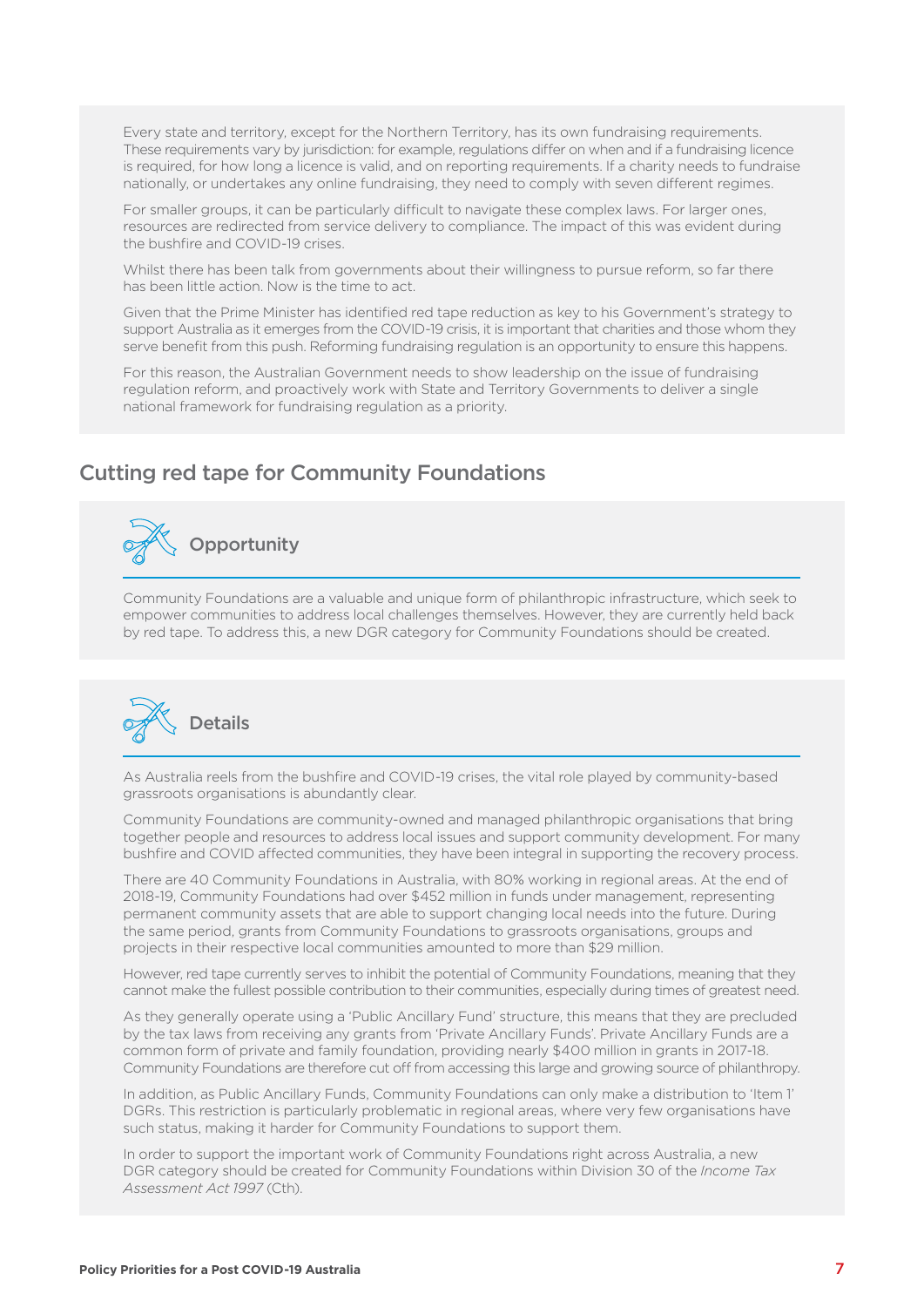Every state and territory, except for the Northern Territory, has its own fundraising requirements. These requirements vary by jurisdiction: for example, regulations differ on when and if a fundraising licence is required, for how long a licence is valid, and on reporting requirements. If a charity needs to fundraise nationally, or undertakes any online fundraising, they need to comply with seven different regimes.

For smaller groups, it can be particularly difficult to navigate these complex laws. For larger ones, resources are redirected from service delivery to compliance. The impact of this was evident during the bushfire and COVID-19 crises.

Whilst there has been talk from governments about their willingness to pursue reform, so far there has been little action. Now is the time to act.

Given that the Prime Minister has identified red tape reduction as key to his Government's strategy to support Australia as it emerges from the COVID-19 crisis, it is important that charities and those whom they serve benefit from this push. Reforming fundraising regulation is an opportunity to ensure this happens.

For this reason, the Australian Government needs to show leadership on the issue of fundraising regulation reform, and proactively work with State and Territory Governments to deliver a single national framework for fundraising regulation as a priority.

## Cutting red tape for Community Foundations

### Opportunity

Community Foundations are a valuable and unique form of philanthropic infrastructure, which seek to empower communities to address local challenges themselves. However, they are currently held back by red tape. To address this, a new DGR category for Community Foundations should be created.

### Details

As Australia reels from the bushfire and COVID-19 crises, the vital role played by community-based grassroots organisations is abundantly clear.

Community Foundations are community-owned and managed philanthropic organisations that bring together people and resources to address local issues and support community development. For many bushfire and COVID affected communities, they have been integral in supporting the recovery process.

There are 40 Community Foundations in Australia, with 80% working in regional areas. At the end of 2018-19, Community Foundations had over $452 million in funds under management, representing permanent community assets that are able to support changing local needs into the future. During the same period, grants from Community Foundations to grassroots organisations, groups and projects in their respective local communities amounted to more than $29 million.

However, red tape currently serves to inhibit the potential of Community Foundations, meaning that they cannot make the fullest possible contribution to their communities, especially during times of greatest need.

As they generally operate using a 'Public Ancillary Fund' structure, this means that they are precluded by the tax laws from receiving any grants from 'Private Ancillary Funds'. Private Ancillary Funds are a common form of private and family foundation, providing nearly $400 million in grants in 2017-18. Community Foundations are therefore cut off from accessing this large and growing source of philanthropy.

In addition, as Public Ancillary Funds, Community Foundations can only make a distribution to 'Item 1' DGRs. This restriction is particularly problematic in regional areas, where very few organisations have such status, making it harder for Community Foundations to support them.

In order to support the important work of Community Foundations right across Australia, a new DGR category should be created for Community Foundations within Division 30 of the *Income Tax Assessment Act 1997* (Cth).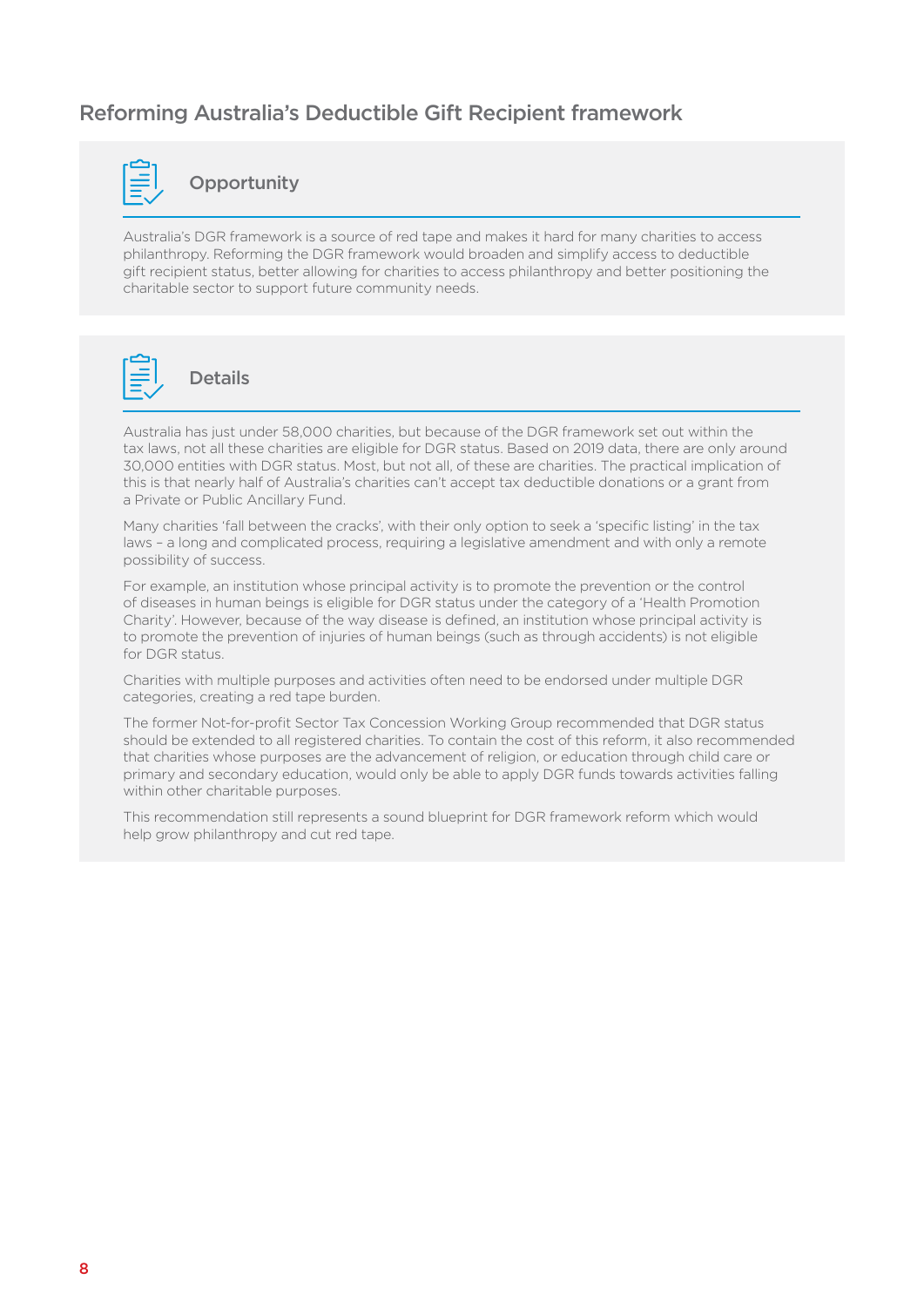## Reforming Australia's Deductible Gift Recipient framework

### Opportunity

Australia's DGR framework is a source of red tape and makes it hard for many charities to access philanthropy. Reforming the DGR framework would broaden and simplify access to deductible gift recipient status, better allowing for charities to access philanthropy and better positioning the charitable sector to support future community needs.

### Details

Australia has just under 58,000 charities, but because of the DGR framework set out within the tax laws, not all these charities are eligible for DGR status. Based on 2019 data, there are only around 30,000 entities with DGR status. Most, but not all, of these are charities. The practical implication of this is that nearly half of Australia's charities can't accept tax deductible donations or a grant from a Private or Public Ancillary Fund.

Many charities 'fall between the cracks', with their only option to seek a 'specific listing' in the tax laws – a long and complicated process, requiring a legislative amendment and with only a remote possibility of success.

For example, an institution whose principal activity is to promote the prevention or the control of diseases in human beings is eligible for DGR status under the category of a 'Health Promotion Charity'. However, because of the way disease is defined, an institution whose principal activity is to promote the prevention of injuries of human beings (such as through accidents) is not eligible for DGR status.

Charities with multiple purposes and activities often need to be endorsed under multiple DGR categories, creating a red tape burden.

The former Not-for-profit Sector Tax Concession Working Group recommended that DGR status should be extended to all registered charities. To contain the cost of this reform, it also recommended that charities whose purposes are the advancement of religion, or education through child care or primary and secondary education, would only be able to apply DGR funds towards activities falling within other charitable purposes.

This recommendation still represents a sound blueprint for DGR framework reform which would help grow philanthropy and cut red tape.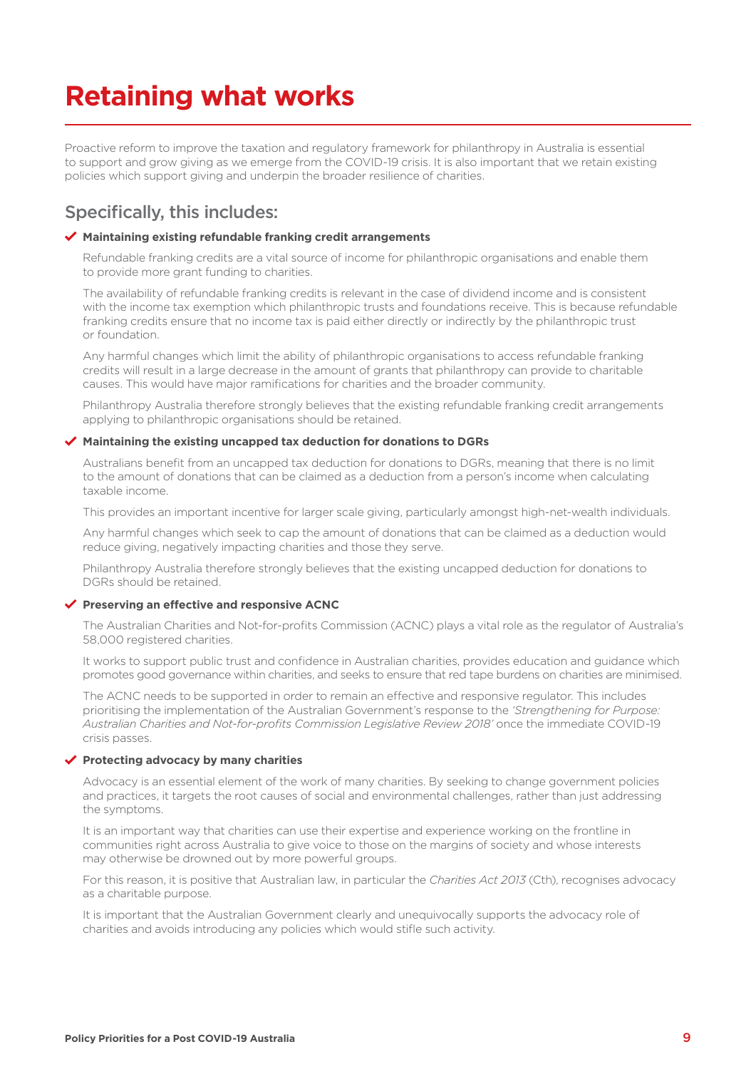# Retaining what works

Proactive reform to improve the taxation and regulatory framework for philanthropy in Australia is essential to support and grow giving as we emerge from the COVID-19 crisis. It is also important that we retain existing policies which support giving and underpin the broader resilience of charities.

## Specifically, this includes:

### ✔ Maintaining existing refundable franking credit arrangements

Refundable franking credits are a vital source of income for philanthropic organisations and enable them to provide more grant funding to charities.

The availability of refundable franking credits is relevant in the case of dividend income and is consistent with the income tax exemption which philanthropic trusts and foundations receive. This is because refundable franking credits ensure that no income tax is paid either directly or indirectly by the philanthropic trust or foundation.

Any harmful changes which limit the ability of philanthropic organisations to access refundable franking credits will result in a large decrease in the amount of grants that philanthropy can provide to charitable causes. This would have major ramifications for charities and the broader community.

Philanthropy Australia therefore strongly believes that the existing refundable franking credit arrangements applying to philanthropic organisations should be retained.

### ✔ Maintaining the existing uncapped tax deduction for donations to DGRs

Australians benefit from an uncapped tax deduction for donations to DGRs, meaning that there is no limit to the amount of donations that can be claimed as a deduction from a person's income when calculating taxable income.

This provides an important incentive for larger scale giving, particularly amongst high-net-wealth individuals.

Any harmful changes which seek to cap the amount of donations that can be claimed as a deduction would reduce giving, negatively impacting charities and those they serve.

Philanthropy Australia therefore strongly believes that the existing uncapped deduction for donations to DGRs should be retained.

### ✔ Preserving an effective and responsive ACNC

The Australian Charities and Not-for-profits Commission (ACNC) plays a vital role as the regulator of Australia's 58,000 registered charities.

It works to support public trust and confidence in Australian charities, provides education and guidance which promotes good governance within charities, and seeks to ensure that red tape burdens on charities are minimised.

The ACNC needs to be supported in order to remain an effective and responsive regulator. This includes prioritising the implementation of the Australian Government's response to the *'Strengthening for Purpose: Australian Charities and Not-for-profits Commission Legislative Review 2018'* once the immediate COVID-19 crisis passes.

### ✔ Protecting advocacy by many charities

Advocacy is an essential element of the work of many charities. By seeking to change government policies and practices, it targets the root causes of social and environmental challenges, rather than just addressing the symptoms.

It is an important way that charities can use their expertise and experience working on the frontline in communities right across Australia to give voice to those on the margins of society and whose interests may otherwise be drowned out by more powerful groups.

For this reason, it is positive that Australian law, in particular the *Charities Act 2013* (Cth), recognises advocacy as a charitable purpose.

It is important that the Australian Government clearly and unequivocally supports the advocacy role of charities and avoids introducing any policies which would stifle such activity.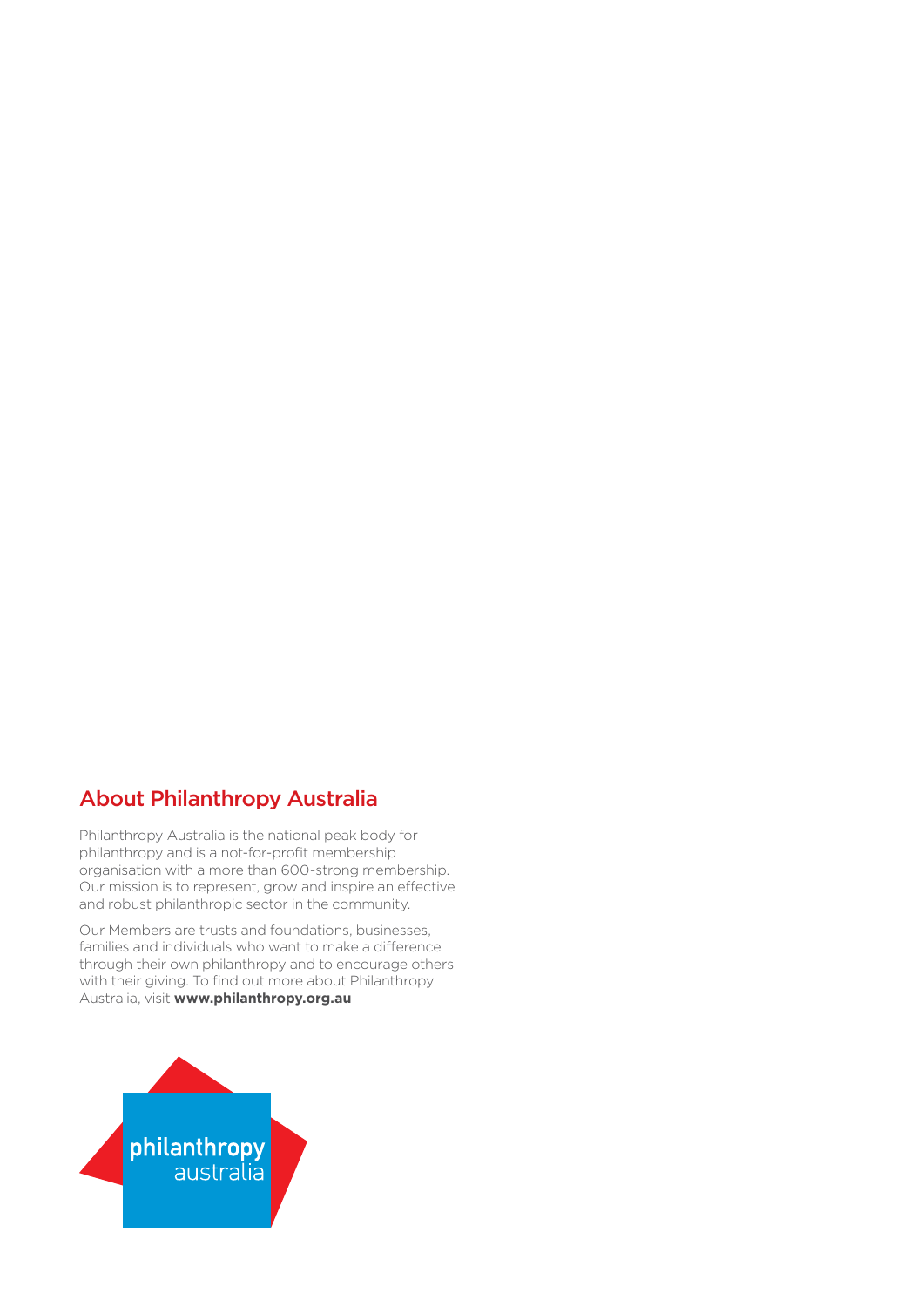## About Philanthropy Australia

Philanthropy Australia is the national peak body for philanthropy and is a not-for-profit membership organisation with a more than 600-strong membership. Our mission is to represent, grow and inspire an effective and robust philanthropic sector in the community.

Our Members are trusts and foundations, businesses, families and individuals who want to make a difference through their own philanthropy and to encourage others with their giving. To find out more about Philanthropy Australia, visit **www.philanthropy.org.au**

philanthropy
australia